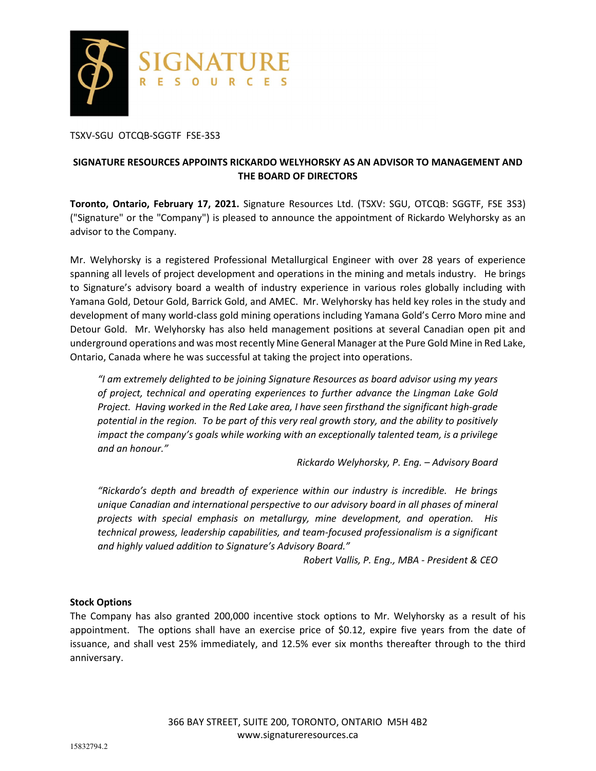TSXV-SGU OTCQB-SGGTF FSE-3S3

## SIGNATURE RESOURCES APPOINTS RICKARDO WELYHORSKY AS AN ADVISOR TO MANAGEMENT AND THE BOARD OF DIRECTORS

**Toronto, Ontario, February 17, 2021.** Signature Resources Ltd. (TSXV: SGU, OTCQB: SGGTF, FSE 3S3) ("Signature" or the "Company") is pleased to announce the appointment of Rickardo Welyhorsky as an advisor to the Company.

Mr. Welyhorsky is a registered Professional Metallurgical Engineer with over 28 years of experience spanning all levels of project development and operations in the mining and metals industry. He brings to Signature's advisory board a wealth of industry experience in various roles globally including with Yamana Gold, Detour Gold, Barrick Gold, and AMEC. Mr. Welyhorsky has held key roles in the study and development of many world-class gold mining operations including Yamana Gold's Cerro Moro mine and Detour Gold. Mr. Welyhorsky has also held management positions at several Canadian open pit and underground operations and was most recently Mine General Manager at the Pure Gold Mine in Red Lake, Ontario, Canada where he was successful at taking the project into operations.

> *"I am extremely delighted to be joining Signature Resources as board advisor using my years of project, technical and operating experiences to further advance the Lingman Lake Gold Project. Having worked in the Red Lake area, I have seen firsthand the significant high-grade potential in the region. To be part of this very real growth story, and the ability to positively impact the company's goals while working with an exceptionally talented team, is a privilege and an honour."*
>
> *Rickardo Welyhorsky, P. Eng. – Advisory Board*

> *"Rickardo's depth and breadth of experience within our industry is incredible. He brings unique Canadian and international perspective to our advisory board in all phases of mineral projects with special emphasis on metallurgy, mine development, and operation. His technical prowess, leadership capabilities, and team-focused professionalism is a significant and highly valued addition to Signature's Advisory Board."*
>
> *Robert Vallis, P. Eng., MBA - President & CEO*

**Stock Options**

The Company has also granted 200,000 incentive stock options to Mr. Welyhorsky as a result of his appointment. The options shall have an exercise price of $0.12, expire five years from the date of issuance, and shall vest 25% immediately, and 12.5% ever six months thereafter through to the third anniversary.

366 BAY STREET, SUITE 200, TORONTO, ONTARIO M5H 4B2
www.signatureresources.ca

15832794.2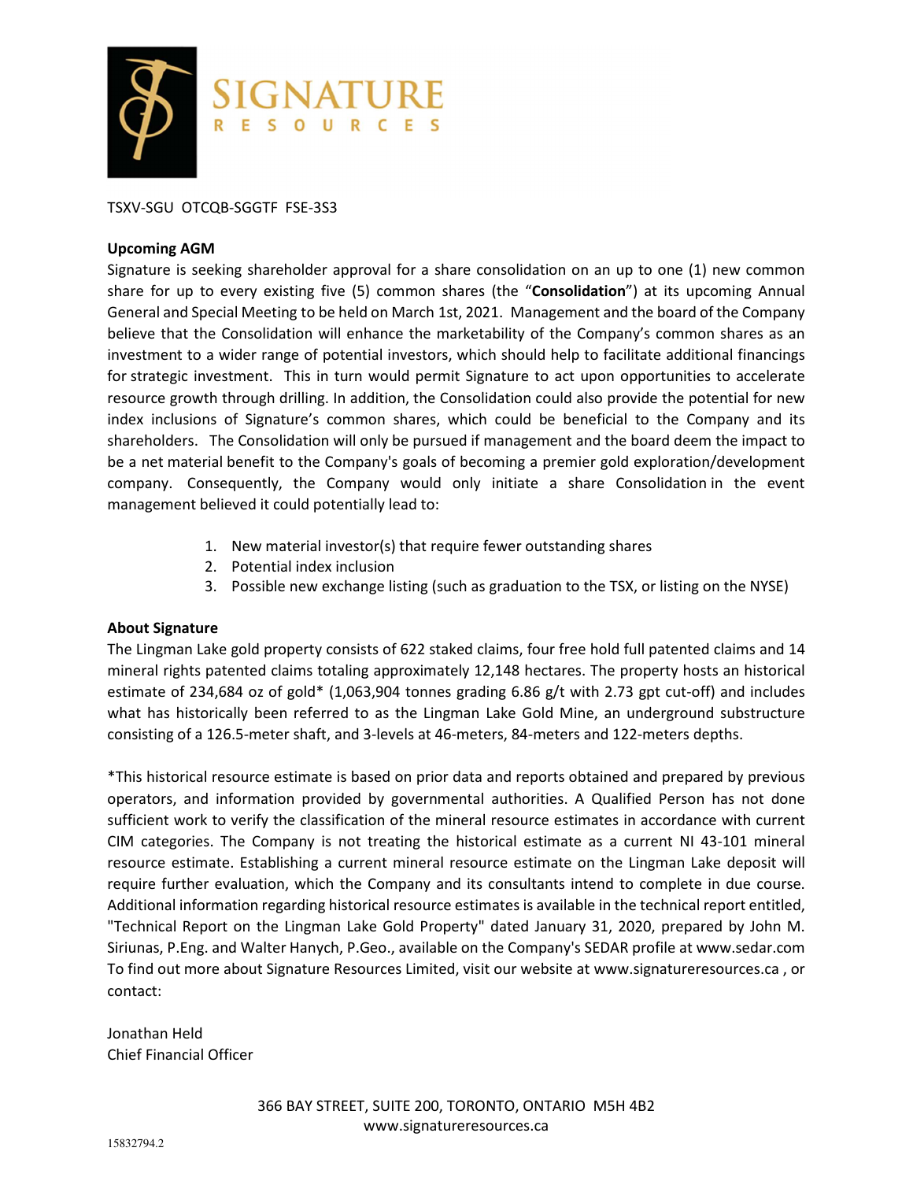TSXV-SGU OTCQB-SGGTF FSE-3S3

**Upcoming AGM**

Signature is seeking shareholder approval for a share consolidation on an up to one (1) new common share for up to every existing five (5) common shares (the "**Consolidation**") at its upcoming Annual General and Special Meeting to be held on March 1st, 2021. Management and the board of the Company believe that the Consolidation will enhance the marketability of the Company's common shares as an investment to a wider range of potential investors, which should help to facilitate additional financings for strategic investment. This in turn would permit Signature to act upon opportunities to accelerate resource growth through drilling. In addition, the Consolidation could also provide the potential for new index inclusions of Signature's common shares, which could be beneficial to the Company and its shareholders. The Consolidation will only be pursued if management and the board deem the impact to be a net material benefit to the Company's goals of becoming a premier gold exploration/development company. Consequently, the Company would only initiate a share Consolidation in the event management believed it could potentially lead to:

1. New material investor(s) that require fewer outstanding shares
2. Potential index inclusion
3. Possible new exchange listing (such as graduation to the TSX, or listing on the NYSE)

**About Signature**

The Lingman Lake gold property consists of 622 staked claims, four free hold full patented claims and 14 mineral rights patented claims totaling approximately 12,148 hectares. The property hosts an historical estimate of 234,684 oz of gold* (1,063,904 tonnes grading 6.86 g/t with 2.73 gpt cut-off) and includes what has historically been referred to as the Lingman Lake Gold Mine, an underground substructure consisting of a 126.5-meter shaft, and 3-levels at 46-meters, 84-meters and 122-meters depths.

*This historical resource estimate is based on prior data and reports obtained and prepared by previous operators, and information provided by governmental authorities. A Qualified Person has not done sufficient work to verify the classification of the mineral resource estimates in accordance with current CIM categories. The Company is not treating the historical estimate as a current NI 43-101 mineral resource estimate. Establishing a current mineral resource estimate on the Lingman Lake deposit will require further evaluation, which the Company and its consultants intend to complete in due course. Additional information regarding historical resource estimates is available in the technical report entitled, "Technical Report on the Lingman Lake Gold Property" dated January 31, 2020, prepared by John M. Siriunas, P.Eng. and Walter Hanych, P.Geo., available on the Company's SEDAR profile at www.sedar.com To find out more about Signature Resources Limited, visit our website at www.signatureresources.ca , or contact:

Jonathan Held
Chief Financial Officer

366 BAY STREET, SUITE 200, TORONTO, ONTARIO M5H 4B2
www.signatureresources.ca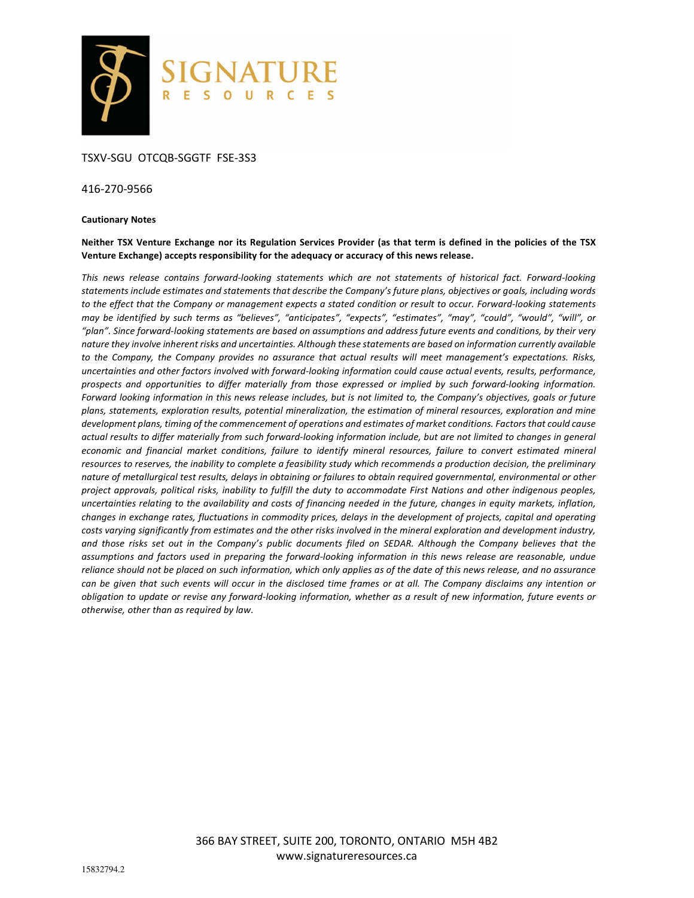SIGNATURE RESOURCES

TSXV-SGU OTCQB-SGGTF FSE-3S3

416-270-9566

**Cautionary Notes**

**Neither TSX Venture Exchange nor its Regulation Services Provider (as that term is defined in the policies of the TSX Venture Exchange) accepts responsibility for the adequacy or accuracy of this news release.**

*This news release contains forward-looking statements which are not statements of historical fact. Forward-looking statements include estimates and statements that describe the Company's future plans, objectives or goals, including words to the effect that the Company or management expects a stated condition or result to occur. Forward-looking statements may be identified by such terms as "believes", "anticipates", "expects", "estimates", "may", "could", "would", "will", or "plan". Since forward-looking statements are based on assumptions and address future events and conditions, by their very nature they involve inherent risks and uncertainties. Although these statements are based on information currently available to the Company, the Company provides no assurance that actual results will meet management's expectations. Risks, uncertainties and other factors involved with forward-looking information could cause actual events, results, performance, prospects and opportunities to differ materially from those expressed or implied by such forward-looking information. Forward looking information in this news release includes, but is not limited to, the Company's objectives, goals or future plans, statements, exploration results, potential mineralization, the estimation of mineral resources, exploration and mine development plans, timing of the commencement of operations and estimates of market conditions. Factors that could cause actual results to differ materially from such forward-looking information include, but are not limited to changes in general economic and financial market conditions, failure to identify mineral resources, failure to convert estimated mineral resources to reserves, the inability to complete a feasibility study which recommends a production decision, the preliminary nature of metallurgical test results, delays in obtaining or failures to obtain required governmental, environmental or other project approvals, political risks, inability to fulfill the duty to accommodate First Nations and other indigenous peoples, uncertainties relating to the availability and costs of financing needed in the future, changes in equity markets, inflation, changes in exchange rates, fluctuations in commodity prices, delays in the development of projects, capital and operating costs varying significantly from estimates and the other risks involved in the mineral exploration and development industry, and those risks set out in the Company's public documents filed on SEDAR. Although the Company believes that the assumptions and factors used in preparing the forward-looking information in this news release are reasonable, undue reliance should not be placed on such information, which only applies as of the date of this news release, and no assurance can be given that such events will occur in the disclosed time frames or at all. The Company disclaims any intention or obligation to update or revise any forward-looking information, whether as a result of new information, future events or otherwise, other than as required by law.*

366 BAY STREET, SUITE 200, TORONTO, ONTARIO M5H 4B2
www.signatureresources.ca

15832794.2